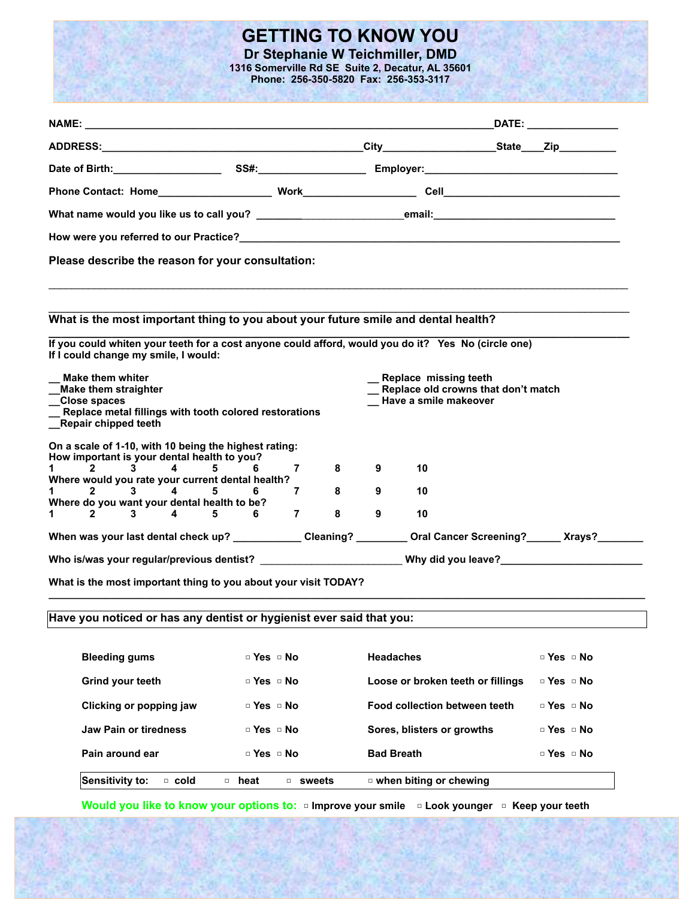# GETTING TO KNOW YOU

**Dr Stephanie W Teichmiller, DMD**
**1316 Somerville Rd SE Suite 2, Decatur, AL 35601**
**Phone: 256-350-5820 Fax: 256-353-3117**

**NAME:** ______________________________________________________________________**DATE:** _______________

**ADDRESS:**____________________________________________**City**___________________**State**____**Zip**_________

**Date of Birth:**__________________ **SS#:**__________________ **Employer:**________________________________

**Phone Contact: Home**__________________ **Work**__________________ **Cell**______________________________

**What name would you like us to call you?** _________________________**email:**______________________________

**How were you referred to our Practice?**_______________________________________________________________

**Please describe the reason for your consultation:**

______________________________________________________________________________________________

______________________________________________________________________________________________

**What is the most important thing to you about your future smile and dental health?**

______________________________________________________________________________________________

**If you could whiten your teeth for a cost anyone could afford, would you do it? Yes No (circle one)**
**If I could change my smile, I would:**

- __ Make them whiter
- __Make them straighter
- __Close spaces
- __ Replace metal fillings with tooth colored restorations
- __Repair chipped teeth
- __ Replace missing teeth
- __ Replace old crowns that don't match
- __ Have a smile makeover

**On a scale of 1-10, with 10 being the highest rating:**

**How important is your dental health to you?**
1 2 3 4 5 6 7 8 9 10

**Where would you rate your current dental health?**
1 2 3 4 5 6 7 8 9 10

**Where do you want your dental health to be?**
1 2 3 4 5 6 7 8 9 10

**When was your last dental check up?** ___________ **Cleaning?** ________ **Oral Cancer Screening?**______ **Xrays?**________

**Who is/was your regular/previous dentist?** ________________________ **Why did you leave?**________________________

**What is the most important thing to you about your visit TODAY?**

______________________________________________________________________________________________

**Have you noticed or has any dentist or hygienist ever said that you:**

| | | | |
|---|---|---|---|
| **Bleeding gums** | ▫ Yes ▫ No | **Headaches** | ▫ Yes ▫ No |
| **Grind your teeth** | ▫ Yes ▫ No | **Loose or broken teeth or fillings** | ▫ Yes ▫ No |
| **Clicking or popping jaw** | ▫ Yes ▫ No | **Food collection between teeth** | ▫ Yes ▫ No |
| **Jaw Pain or tiredness** | ▫ Yes ▫ No | **Sores, blisters or growths** | ▫ Yes ▫ No |
| **Pain around ear** | ▫ Yes ▫ No | **Bad Breath** | ▫ Yes ▫ No |

**Sensitivity to:** ▫ cold ▫ heat ▫ sweets ▫ when biting or chewing

**Would you like to know your options to:** ▫ Improve your smile ▫ Look younger ▫ Keep your teeth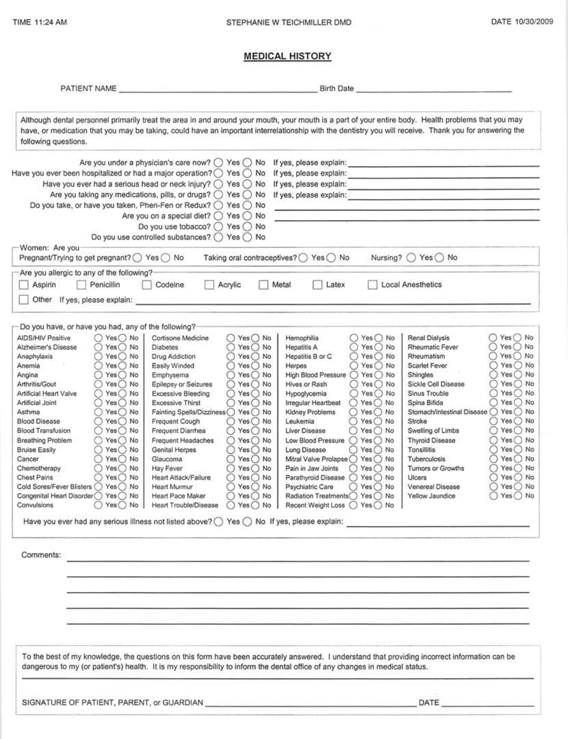TIME 11:24 AM | STEPHANIE W TEICHMILLER DMD | DATE 10/30/2009

## MEDICAL HISTORY

PATIENT NAME ______________________________ Birth Date ______________________________

Although dental personnel primarily treat the area in and around your mouth, your mouth is a part of your entire body. Health problems that you may have, or medication that you may be taking, could have an important interrelationship with the dentistry you will receive. Thank you for answering the following questions.

- Are you under a physician's care now? ○ Yes ○ No If yes, please explain: ______________________________
- Have you ever been hospitalized or had a major operation? ○ Yes ○ No If yes, please explain: ______________________________
- Have you ever had a serious head or neck injury? ○ Yes ○ No If yes, please explain: ______________________________
- Are you taking any medications, pills, or drugs? ○ Yes ○ No If yes, please explain: ______________________________
- Do you take, or have you taken, Phen-Fen or Redux? ○ Yes ○ No ______________________________
- Are you on a special diet? ○ Yes ○ No ______________________________
- Do you use tobacco? ○ Yes ○ No
- Do you use controlled substances? ○ Yes ○ No

**Women: Are you**

Pregnant/Trying to get pregnant? ○ Yes ○ No Taking oral contraceptives? ○ Yes ○ No Nursing? ○ Yes ○ No

**Are you allergic to any of the following?**

☐ Aspirin ☐ Penicillin ☐ Codeine ☐ Acrylic ☐ Metal ☐ Latex ☐ Local Anesthetics

☐ Other If yes, please explain: ______________________________

**Do you have, or have you had, any of the following?**

| Condition | | Condition | | Condition | | Condition | |
|---|---|---|---|---|---|---|---|
| AIDS/HIV Positive | ○ Yes ○ No | Cortisone Medicine | ○ Yes ○ No | Hemophilia | ○ Yes ○ No | Renal Dialysis | ○ Yes ○ No |
| Alzheimer's Disease | ○ Yes ○ No | Diabetes | ○ Yes ○ No | Hepatitis A | ○ Yes ○ No | Rheumatic Fever | ○ Yes ○ No |
| Anaphylaxis | ○ Yes ○ No | Drug Addiction | ○ Yes ○ No | Hepatitis B or C | ○ Yes ○ No | Rheumatism | ○ Yes ○ No |
| Anemia | ○ Yes ○ No | Easily Winded | ○ Yes ○ No | Herpes | ○ Yes ○ No | Scarlet Fever | ○ Yes ○ No |
| Angina | ○ Yes ○ No | Emphysema | ○ Yes ○ No | High Blood Pressure | ○ Yes ○ No | Shingles | ○ Yes ○ No |
| Arthritis/Gout | ○ Yes ○ No | Epilepsy or Seizures | ○ Yes ○ No | Hives or Rash | ○ Yes ○ No | Sickle Cell Disease | ○ Yes ○ No |
| Artificial Heart Valve | ○ Yes ○ No | Excessive Bleeding | ○ Yes ○ No | Hypoglycemia | ○ Yes ○ No | Sinus Trouble | ○ Yes ○ No |
| Artificial Joint | ○ Yes ○ No | Excessive Thirst | ○ Yes ○ No | Irregular Heartbeat | ○ Yes ○ No | Spina Bifida | ○ Yes ○ No |
| Asthma | ○ Yes ○ No | Fainting Spells/Dizziness | ○ Yes ○ No | Kidney Problems | ○ Yes ○ No | Stomach/Intestinal Disease | ○ Yes ○ No |
| Blood Disease | ○ Yes ○ No | Frequent Cough | ○ Yes ○ No | Leukemia | ○ Yes ○ No | Stroke | ○ Yes ○ No |
| Blood Transfusion | ○ Yes ○ No | Frequent Diarrhea | ○ Yes ○ No | Liver Disease | ○ Yes ○ No | Swelling of Limbs | ○ Yes ○ No |
| Breathing Problem | ○ Yes ○ No | Frequent Headaches | ○ Yes ○ No | Low Blood Pressure | ○ Yes ○ No | Thyroid Disease | ○ Yes ○ No |
| Bruise Easily | ○ Yes ○ No | Genital Herpes | ○ Yes ○ No | Lung Disease | ○ Yes ○ No | Tonsillitis | ○ Yes ○ No |
| Cancer | ○ Yes ○ No | Glaucoma | ○ Yes ○ No | Mitral Valve Prolapse | ○ Yes ○ No | Tuberculosis | ○ Yes ○ No |
| Chemotherapy | ○ Yes ○ No | Hay Fever | ○ Yes ○ No | Pain in Jaw Joints | ○ Yes ○ No | Tumors or Growths | ○ Yes ○ No |
| Chest Pains | ○ Yes ○ No | Heart Attack/Failure | ○ Yes ○ No | Parathyroid Disease | ○ Yes ○ No | Ulcers | ○ Yes ○ No |
| Cold Sores/Fever Blisters | ○ Yes ○ No | Heart Murmur | ○ Yes ○ No | Psychiatric Care | ○ Yes ○ No | Venereal Disease | ○ Yes ○ No |
| Congenital Heart Disorder | ○ Yes ○ No | Heart Pace Maker | ○ Yes ○ No | Radiation Treatments | ○ Yes ○ No | Yellow Jaundice | ○ Yes ○ No |
| Convulsions | ○ Yes ○ No | Heart Trouble/Disease | ○ Yes ○ No | Recent Weight Loss | ○ Yes ○ No | | |

Have you ever had any serious illness not listed above? ○ Yes ○ No If yes, please explain: ______________________________

Comments: ______________________________

______________________________

______________________________

______________________________

______________________________

To the best of my knowledge, the questions on this form have been accurately answered. I understand that providing incorrect information can be dangerous to my (or patient's) health. It is my responsibility to inform the dental office of any changes in medical status.

SIGNATURE OF PATIENT, PARENT, or GUARDIAN ______________________________ DATE ______________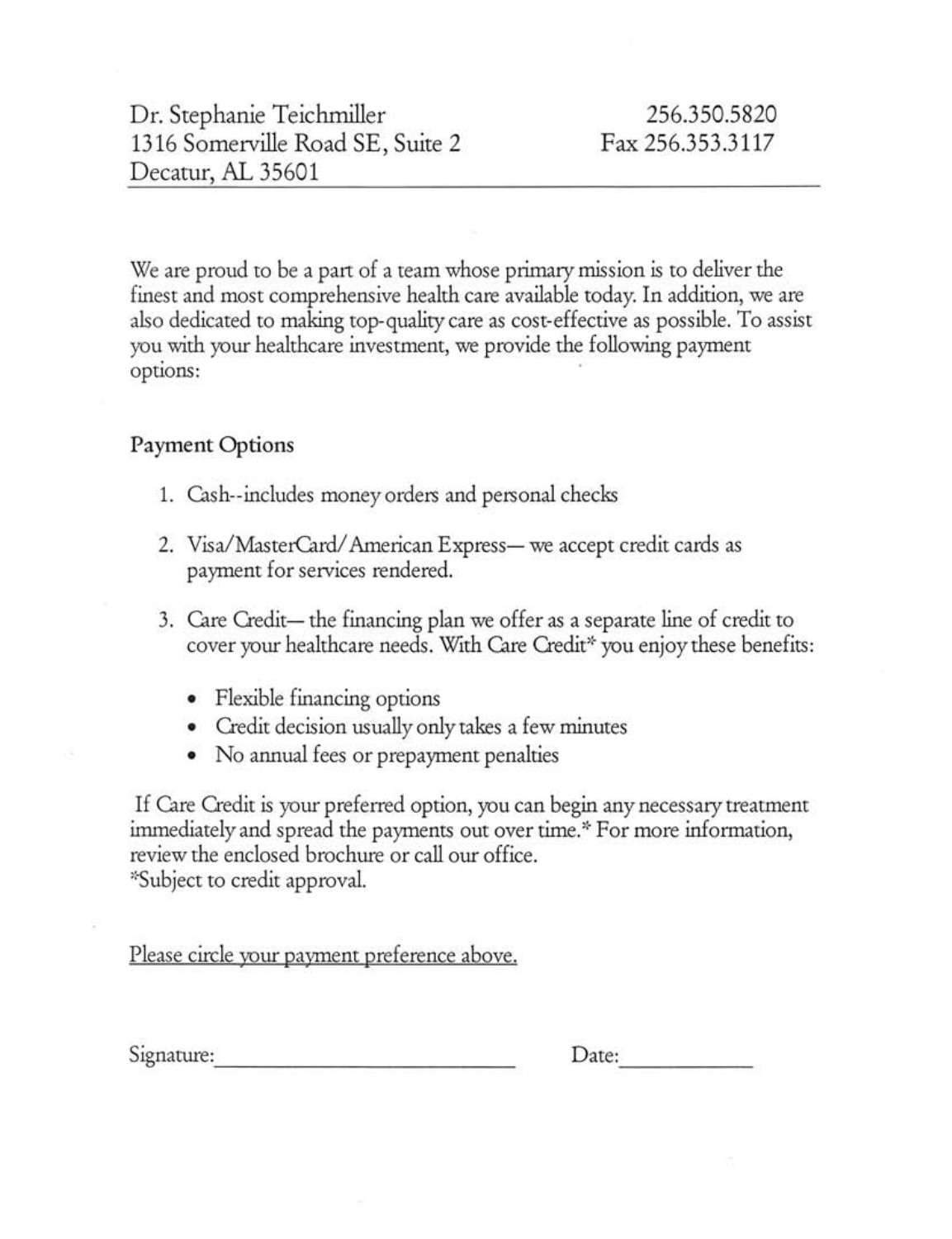Dr. Stephanie Teichmiller
1316 Somerville Road SE, Suite 2
Decatur, AL 35601

256.350.5820
Fax 256.353.3117

---

We are proud to be a part of a team whose primary mission is to deliver the finest and most comprehensive health care available today. In addition, we are also dedicated to making top-quality care as cost-effective as possible. To assist you with your healthcare investment, we provide the following payment options:

## Payment Options

1. Cash--includes money orders and personal checks

2. Visa/MasterCard/American Express— we accept credit cards as payment for services rendered.

3. Care Credit— the financing plan we offer as a separate line of credit to cover your healthcare needs. With Care Credit* you enjoy these benefits:

   - Flexible financing options
   - Credit decision usually only takes a few minutes
   - No annual fees or prepayment penalties

If Care Credit is your preferred option, you can begin any necessary treatment immediately and spread the payments out over time.* For more information, review the enclosed brochure or call our office.
*Subject to credit approval.

<u>Please circle your payment preference above.</u>

Signature:____________________________ Date:____________